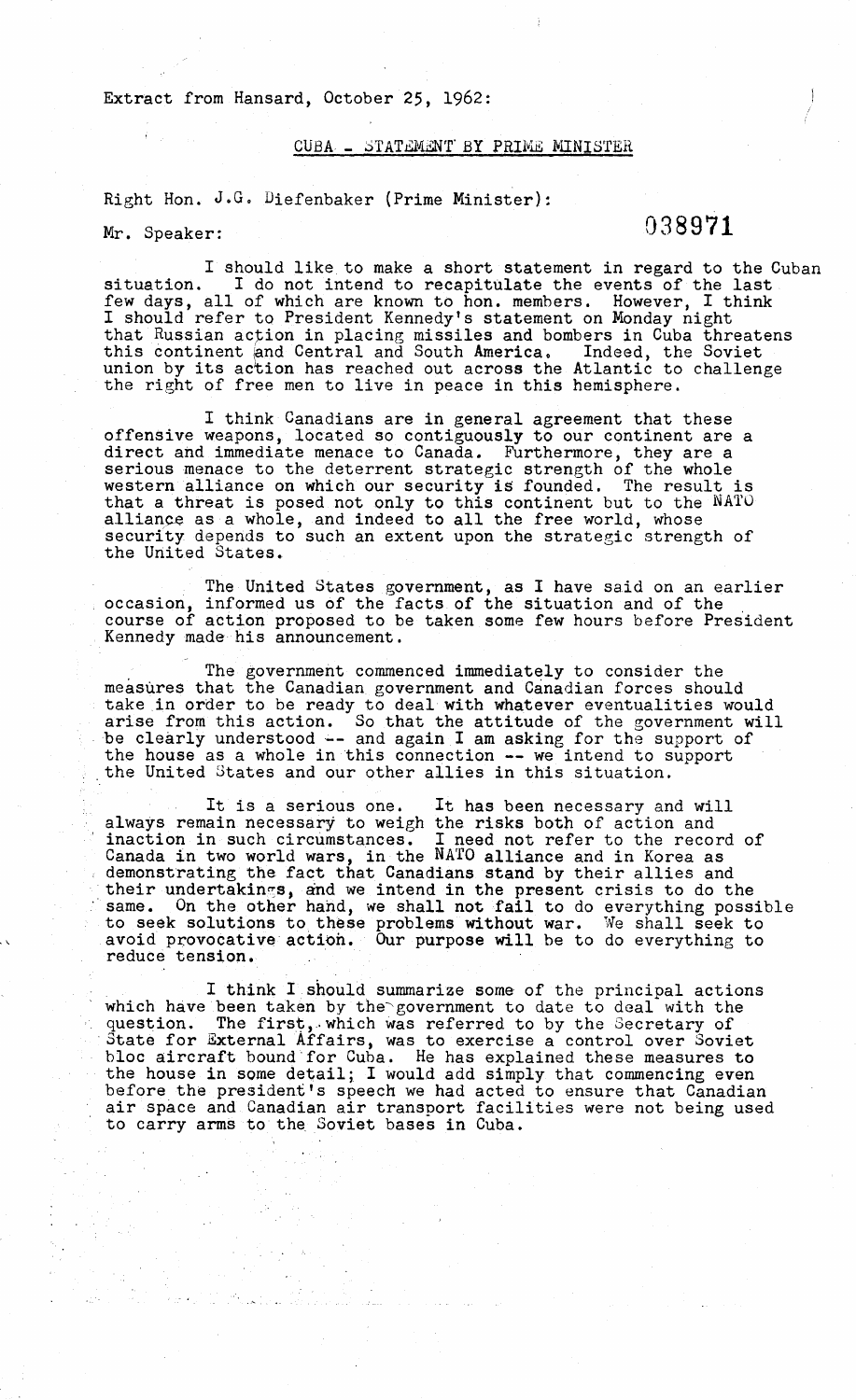Extract from Hansard, October 25, 1962:

## CUBA - STATEMENT BY PRIME MINISTER

Right Hon. J.G. Diefenbaker (Prime Minister):

038971

Mr. Speaker:

I should like to make a short statement in regard to the Cuban situation. I do not intend to recapitulate the events of the last few days, all of which are known to hon. members. However, I think I should refer to President Kennedy's statement on Monday night that Russian action in placing missiles and bombers in Cuba threatens this continent and Central and South America. Indeed, the Soviet union by its action has reached out across the Atlantic to challenge the right of free men to live in peace in this hemisphere.

I think Canadians are in general agreement that these offensive weapons, located so contiguously to our continent are a direct and immediate menace to Canada. Furthermore, they are a serious menace to the deterrent strategic strength of the whole western alliance on which our security is founded. The result is that a threat is posed not only to this continent but to the NATO alliance as a whole, and indeed to all the free world, whose security depends to such an extent upon the strategic strength of the United States.

The United States government, as I have said on an earlier occasion, informed us of the facts of the situation and of the course of action proposed to be taken some few hours before President Kennedy made his announcement.

The government commenced immediately to consider the measures that the Canadian government and Canadian forces should take in order to be ready to deal with whatever eventualities would arise from this action. So that the attitude of the government will be clearly understood -- and again I am asking for the support of the house as a whole in this connection -- we intend to support the United States and our other allies in this situation.

It is a serious one. It has been necessary and will always remain necessary to weigh the risks both of action and inaction in such circumstances. I need not refer to the record of Canada in two world wars, in the NATO alliance and in Korea as demonstrating the fact that Canadians stand by their allies and their undertakings, and we intend in the present crisis to do the same. On the other hand, we shall not fail to do everything possible to seek solutions to these problems without war. We shall seek to avoid provocative action. Our purpose will be to do everything to reduce tension.

I think I should summarize some of the principal actions which have been taken by the government to date to deal with the question. The first, which was referred to by the Secretary of State for External Affairs, was to exercise a control over Soviet bloc aircraft bound for Cuba. He has explained these measures to the house in some detail; I would add simply that commencing even before the president's speech we had acted to ensure that Canadian air space and Canadian air transport facilities were not being used to carry arms to the Soviet bases in Cuba.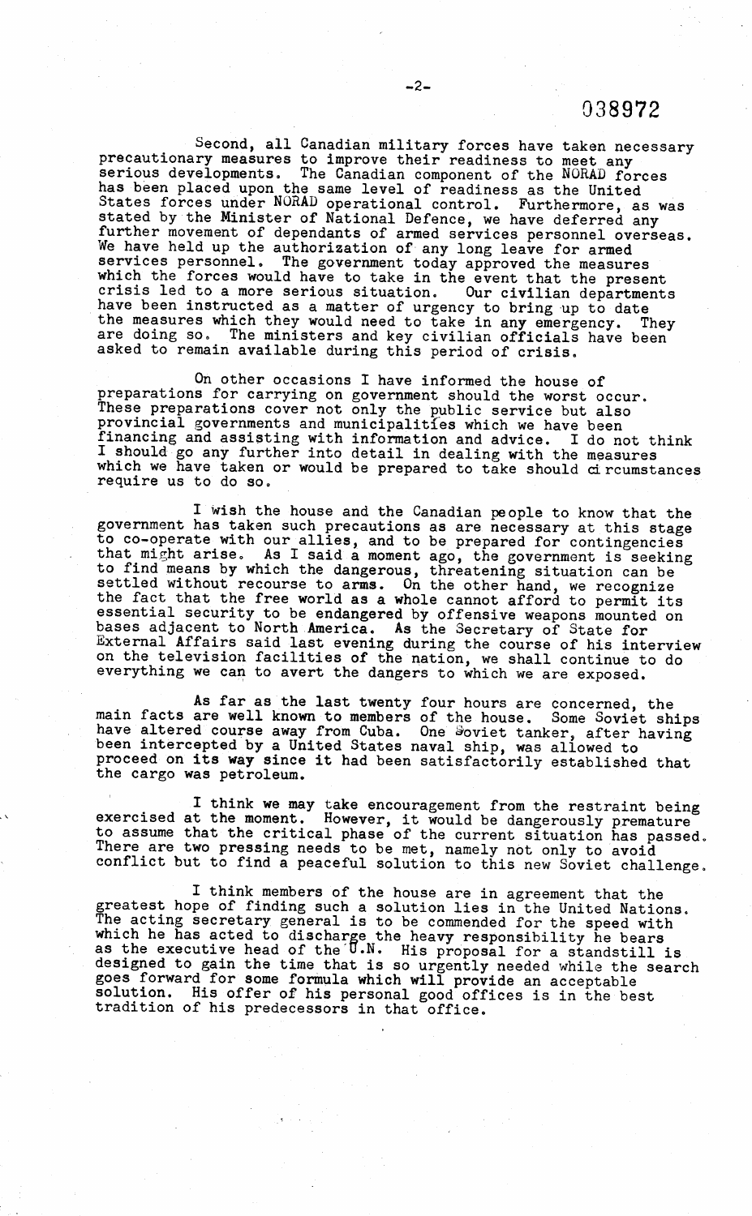Second, all Canadian military forces have taken necessary precautionary measures to improve their readiness to meet any serious developments. The Canadian component of the NORAD forces has been placed upon the same level of readiness as the United States forces under NORAD operational control. Furthermore, as was stated by the Minister of National Defence, we have deferred any further movement of dependants of armed services personnel overseas. We have held up the authorization of any long leave for armed services personnel. The government today approved the measures which the forces would have to take in the event that the present crisis led to a more serious situation. Our civilian departments have been instructed as a matter of urgency to bring up to date the measures which they would need to take in any emergency. They are doing so. The ministers and key civilian officials have been asked to remain available during this period of crisis.

On other occasions I have informed the house of preparations for carrying on government should the worst occur. These preparations cover not only the public service but also provincial governments and municipalities which we have been financing and assisting with information and advice. I do not think I should go any further into detail in dealing with the measures which we have taken or would be prepared to take should circumstances require us to do so.

I wish the house and the Canadian people to know that the government has taken such precautions as are necessary at this stage to co-operate with our allies, and to be prepared for contingencies that might arise. As I said a moment ago, the government is seeking to find means by which the dangerous, threatening situation can be settled without recourse to arms. On the other hand, we recognize the fact that the free world as a whole cannot afford to permit its essential security to be endangered by offensive weapons mounted on bases adjacent to North America. As the Secretary of State for External Affairs said last evening during the course of his interview on the television facilities of the nation, we shall continue to do everything we can to avert the dangers to which we are exposed.

As far as the last twenty four hours are concerned, the main facts are well known to members of the house. Some Soviet ships have altered course away from Cuba. One Soviet tanker, after having been intercepted by a United States naval ship, was allowed to proceed on its way since it had been satisfactorily established that the cargo was petroleum.

I think we may take encouragement from the restraint being exercised at the moment. However, it would be dangerously premature to assume that the critical phase of the current situation has passed. There are two pressing needs to be met, namely not only to avoid conflict but to find a peaceful solution to this new Soviet challenge.

I think members of the house are in agreement that the greatest hope of finding such a solution lies in the United Nations. The acting secretary general is to be commended for the speed with which he has acted to discharge the heavy responsibility he bears as the executive head of the U.N. His proposal for a standstill is designed to gain the time that is so urgently needed while the search goes forward for some formula which will provide an acceptable solution. His offer of his personal good offices is in the best tradition of his predecessors in that office.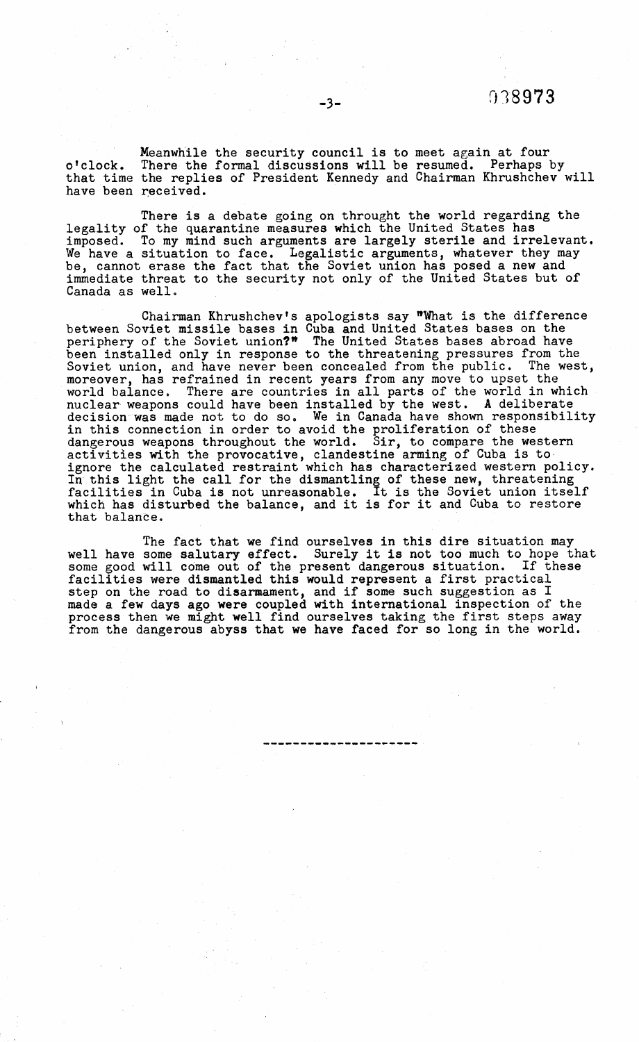Meanwhile the security council is to meet again at four o'clock. There the formal discussions will be resumed. Perhaps by that time the replies of President Kennedy and Chairman Khrushchev will have been received.

There is a debate going on throught the world regarding the legality of the quarantine measures which the United States has imposed. To my mind such arguments are largely sterile and irrelevant. We have a situation to face. Legalistic arguments, whatever they may be, cannot erase the fact that the Soviet union has posed a new and immediate threat to the security not only of the United States but of Canada as well.

Chairman Khrushchev's apologists say "What is the difference between Soviet missile bases in Cuba and United States bases on the periphery of the Soviet union?" The United States bases abroad have been installed only in response to the threatening pressures from the Soviet union, and have never been concealed from the public. The west, moreover, has refrained in recent years from any move to upset the world balance. There are countries in all parts of the world in which nuclear weapons could have been installed by the west. A deliberate decision was made not to do so. We in Canada have shown responsibility in this connection in order to avoid the proliferation of these dangerous weapons throughout the world. Sir, to compare the western activities with the provocative, clandestine arming of Cuba is to ignore the calculated restraint which has characterized western policy. In this light the call for the dismantling of these new, threatening facilities in Cuba is not unreasonable. It is the Soviet union itself which has disturbed the balance, and it is for it and Cuba to restore that balance.

The fact that we find ourselves in this dire situation may well have some salutary effect. Surely it is not too much to hope that some good will come out of the present dangerous situation. If these facilities were dismantled this would represent a first practical step on the road to disarmament, and if some such suggestion as I made a few days ago were coupled with international inspection of the process then we might well find ourselves taking the first steps away from the dangerous abyss that we have faced for so long in the world.

---